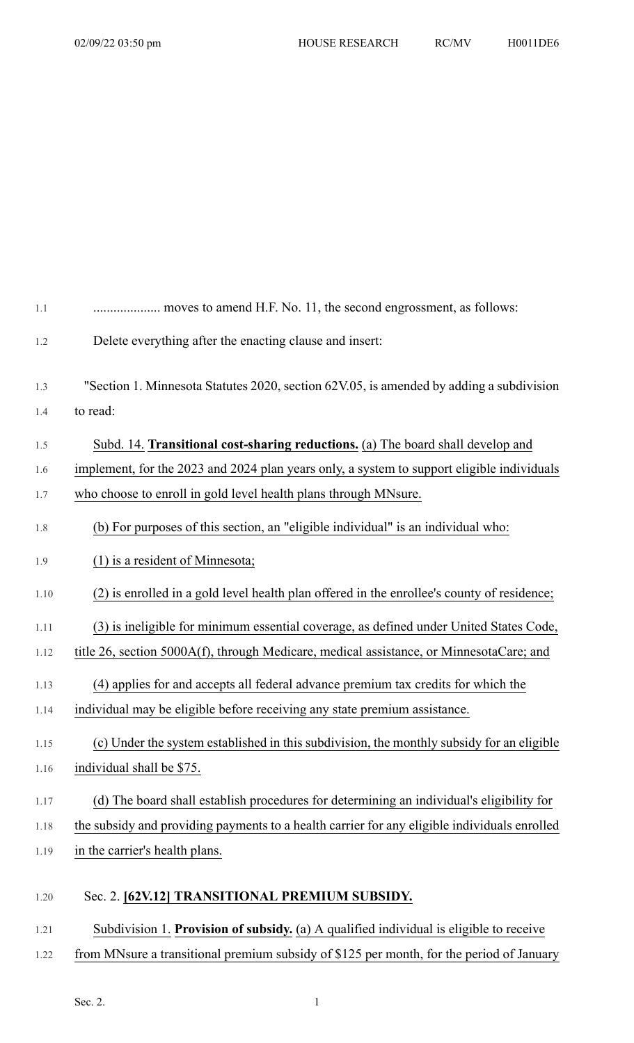.................... moves to amend H.F. No. 11, the second engrossment, as follows:

Delete everything after the enacting clause and insert:

"Section 1. Minnesota Statutes 2020, section 62V.05, is amended by adding a subdivision to read:

Subd. 14. **Transitional cost-sharing reductions.** (a) The board shall develop and implement, for the 2023 and 2024 plan years only, a system to support eligible individuals who choose to enroll in gold level health plans through MNsure.

(b) For purposes of this section, an "eligible individual" is an individual who:

(1) is a resident of Minnesota;

(2) is enrolled in a gold level health plan offered in the enrollee's county of residence;

(3) is ineligible for minimum essential coverage, as defined under United States Code, title 26, section 5000A(f), through Medicare, medical assistance, or MinnesotaCare; and

(4) applies for and accepts all federal advance premium tax credits for which the individual may be eligible before receiving any state premium assistance.

(c) Under the system established in this subdivision, the monthly subsidy for an eligible individual shall be $75.

(d) The board shall establish procedures for determining an individual's eligibility for the subsidy and providing payments to a health carrier for any eligible individuals enrolled in the carrier's health plans.

Sec. 2. **[62V.12] TRANSITIONAL PREMIUM SUBSIDY.**

Subdivision 1. **Provision of subsidy.** (a) A qualified individual is eligible to receive from MNsure a transitional premium subsidy of $125 per month, for the period of January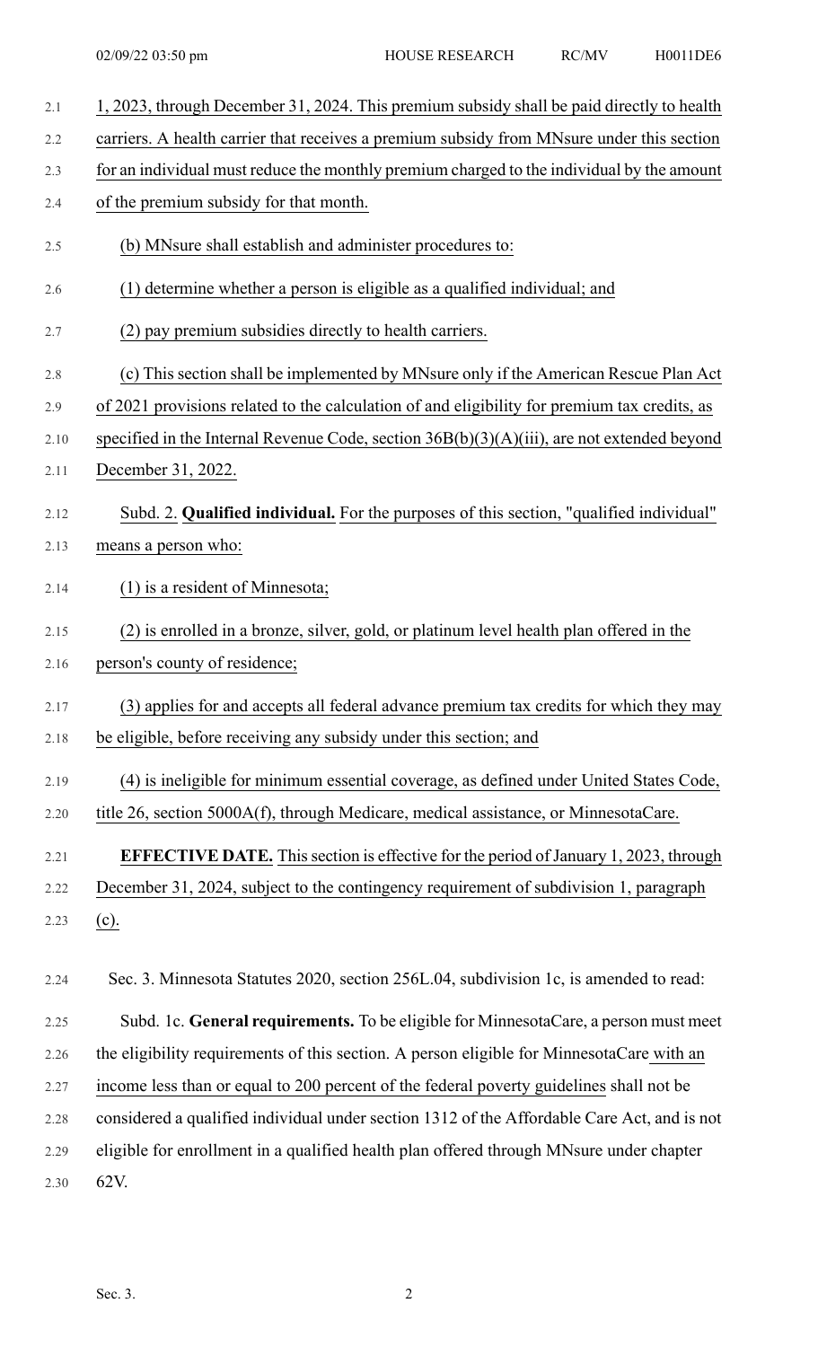1, 2023, through December 31, 2024. This premium subsidy shall be paid directly to health carriers. A health carrier that receives a premium subsidy from MNsure under this section for an individual must reduce the monthly premium charged to the individual by the amount of the premium subsidy for that month.

(b) MNsure shall establish and administer procedures to:

(1) determine whether a person is eligible as a qualified individual; and

(2) pay premium subsidies directly to health carriers.

(c) This section shall be implemented by MNsure only if the American Rescue Plan Act of 2021 provisions related to the calculation of and eligibility for premium tax credits, as specified in the Internal Revenue Code, section 36B(b)(3)(A)(iii), are not extended beyond December 31, 2022.

Subd. 2. **Qualified individual.** For the purposes of this section, "qualified individual" means a person who:

(1) is a resident of Minnesota;

(2) is enrolled in a bronze, silver, gold, or platinum level health plan offered in the person's county of residence;

(3) applies for and accepts all federal advance premium tax credits for which they may be eligible, before receiving any subsidy under this section; and

(4) is ineligible for minimum essential coverage, as defined under United States Code, title 26, section 5000A(f), through Medicare, medical assistance, or MinnesotaCare.

**EFFECTIVE DATE.** This section is effective for the period of January 1, 2023, through December 31, 2024, subject to the contingency requirement of subdivision 1, paragraph (c).

Sec. 3. Minnesota Statutes 2020, section 256L.04, subdivision 1c, is amended to read:

Subd. 1c. **General requirements.** To be eligible for MinnesotaCare, a person must meet the eligibility requirements of this section. A person eligible for MinnesotaCare with an income less than or equal to 200 percent of the federal poverty guidelines shall not be considered a qualified individual under section 1312 of the Affordable Care Act, and is not eligible for enrollment in a qualified health plan offered through MNsure under chapter 62V.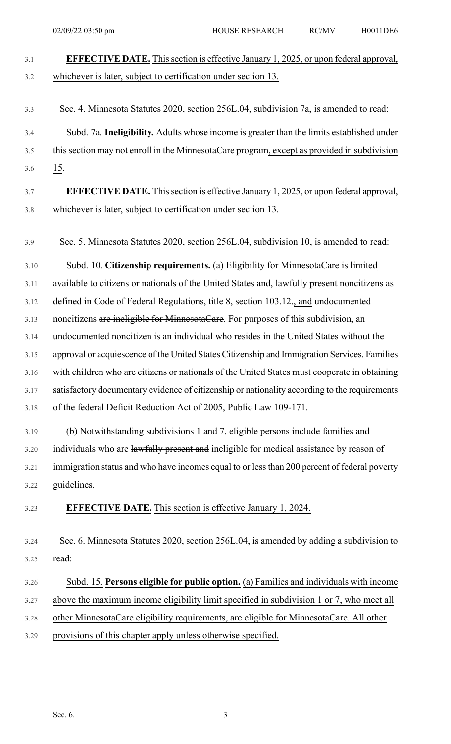**EFFECTIVE DATE.** This section is effective January 1, 2025, or upon federal approval, whichever is later, subject to certification under section 13.

Sec. 4. Minnesota Statutes 2020, section 256L.04, subdivision 7a, is amended to read:

Subd. 7a. **Ineligibility.** Adults whose income is greater than the limits established under this section may not enroll in the MinnesotaCare program, except as provided in subdivision 15.

**EFFECTIVE DATE.** This section is effective January 1, 2025, or upon federal approval, whichever is later, subject to certification under section 13.

Sec. 5. Minnesota Statutes 2020, section 256L.04, subdivision 10, is amended to read:

Subd. 10. **Citizenship requirements.** (a) Eligibility for MinnesotaCare is ~~limited~~ available to citizens or nationals of the United States ~~and~~, lawfully present noncitizens as defined in Code of Federal Regulations, title 8, section 103.12~~.~~, and undocumented noncitizens ~~are ineligible for MinnesotaCare~~. For purposes of this subdivision, an undocumented noncitizen is an individual who resides in the United States without the approval or acquiescence of the United States Citizenship and Immigration Services. Families with children who are citizens or nationals of the United States must cooperate in obtaining satisfactory documentary evidence of citizenship or nationality according to the requirements of the federal Deficit Reduction Act of 2005, Public Law 109-171.

(b) Notwithstanding subdivisions 1 and 7, eligible persons include families and individuals who are ~~lawfully present and~~ ineligible for medical assistance by reason of immigration status and who have incomes equal to or less than 200 percent of federal poverty guidelines.

**EFFECTIVE DATE.** This section is effective January 1, 2024.

Sec. 6. Minnesota Statutes 2020, section 256L.04, is amended by adding a subdivision to read:

Subd. 15. **Persons eligible for public option.** (a) Families and individuals with income above the maximum income eligibility limit specified in subdivision 1 or 7, who meet all other MinnesotaCare eligibility requirements, are eligible for MinnesotaCare. All other provisions of this chapter apply unless otherwise specified.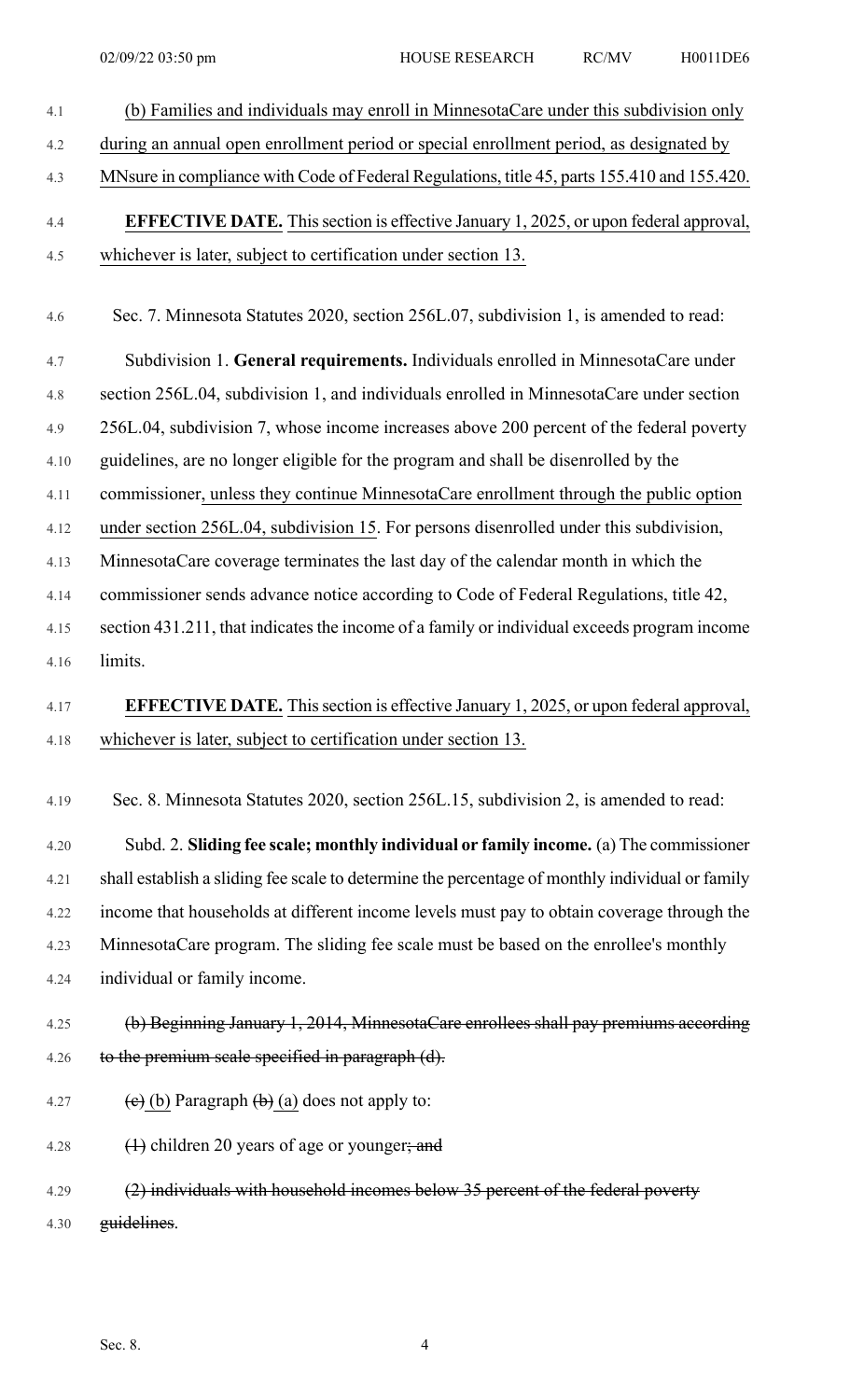(b) Families and individuals may enroll in MinnesotaCare under this subdivision only during an annual open enrollment period or special enrollment period, as designated by MNsure in compliance with Code of Federal Regulations, title 45, parts 155.410 and 155.420.

**EFFECTIVE DATE.** This section is effective January 1, 2025, or upon federal approval, whichever is later, subject to certification under section 13.

Sec. 7. Minnesota Statutes 2020, section 256L.07, subdivision 1, is amended to read:

Subdivision 1. **General requirements.** Individuals enrolled in MinnesotaCare under section 256L.04, subdivision 1, and individuals enrolled in MinnesotaCare under section 256L.04, subdivision 7, whose income increases above 200 percent of the federal poverty guidelines, are no longer eligible for the program and shall be disenrolled by the commissioner, unless they continue MinnesotaCare enrollment through the public option under section 256L.04, subdivision 15. For persons disenrolled under this subdivision, MinnesotaCare coverage terminates the last day of the calendar month in which the commissioner sends advance notice according to Code of Federal Regulations, title 42, section 431.211, that indicates the income of a family or individual exceeds program income limits.

**EFFECTIVE DATE.** This section is effective January 1, 2025, or upon federal approval, whichever is later, subject to certification under section 13.

Sec. 8. Minnesota Statutes 2020, section 256L.15, subdivision 2, is amended to read:

Subd. 2. **Sliding fee scale; monthly individual or family income.** (a) The commissioner shall establish a sliding fee scale to determine the percentage of monthly individual or family income that households at different income levels must pay to obtain coverage through the MinnesotaCare program. The sliding fee scale must be based on the enrollee's monthly individual or family income.

~~(b) Beginning January 1, 2014, MinnesotaCare enrollees shall pay premiums according to the premium scale specified in paragraph (d).~~

~~(c)~~ (b) Paragraph ~~(b)~~ (a) does not apply to:

~~(1)~~ children 20 years of age or younger~~; and~~

~~(2) individuals with household incomes below 35 percent of the federal poverty guidelines~~.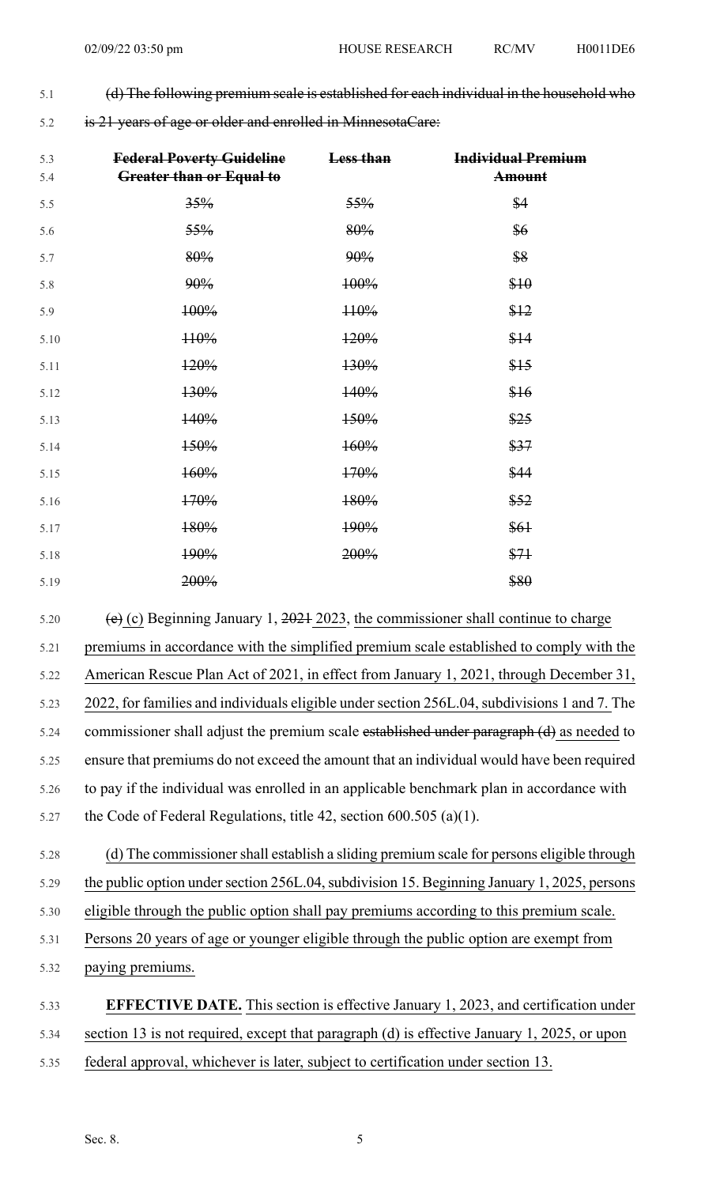~~(d) The following premium scale is established for each individual in the household who is 21 years of age or older and enrolled in MinnesotaCare:~~

| ~~Federal Poverty Guideline Greater than or Equal to~~ | ~~Less than~~ | ~~Individual Premium Amount~~ |
|---|---|---|
| ~~35%~~ | ~~55%~~ | ~~$4~~ |
| ~~55%~~ | ~~80%~~ | ~~$6~~ |
| ~~80%~~ | ~~90%~~ | ~~$8~~ |
| ~~90%~~ | ~~100%~~ | ~~$10~~ |
| ~~100%~~ | ~~110%~~ | ~~$12~~ |
| ~~110%~~ | ~~120%~~ | ~~$14~~ |
| ~~120%~~ | ~~130%~~ | ~~$15~~ |
| ~~130%~~ | ~~140%~~ | ~~$16~~ |
| ~~140%~~ | ~~150%~~ | ~~$25~~ |
| ~~150%~~ | ~~160%~~ | ~~$37~~ |
| ~~160%~~ | ~~170%~~ | ~~$44~~ |
| ~~170%~~ | ~~180%~~ | ~~$52~~ |
| ~~180%~~ | ~~190%~~ | ~~$61~~ |
| ~~190%~~ | ~~200%~~ | ~~$71~~ |
| ~~200%~~ | | ~~$80~~ |

~~(e)~~ (c) Beginning January 1, ~~2021~~ 2023, the commissioner shall continue to charge premiums in accordance with the simplified premium scale established to comply with the American Rescue Plan Act of 2021, in effect from January 1, 2021, through December 31, 2022, for families and individuals eligible under section 256L.04, subdivisions 1 and 7. The commissioner shall adjust the premium scale ~~established under paragraph (d)~~ as needed to ensure that premiums do not exceed the amount that an individual would have been required to pay if the individual was enrolled in an applicable benchmark plan in accordance with the Code of Federal Regulations, title 42, section 600.505 (a)(1).

(d) The commissioner shall establish a sliding premium scale for persons eligible through the public option under section 256L.04, subdivision 15. Beginning January 1, 2025, persons eligible through the public option shall pay premiums according to this premium scale. Persons 20 years of age or younger eligible through the public option are exempt from paying premiums.

**EFFECTIVE DATE.** This section is effective January 1, 2023, and certification under section 13 is not required, except that paragraph (d) is effective January 1, 2025, or upon federal approval, whichever is later, subject to certification under section 13.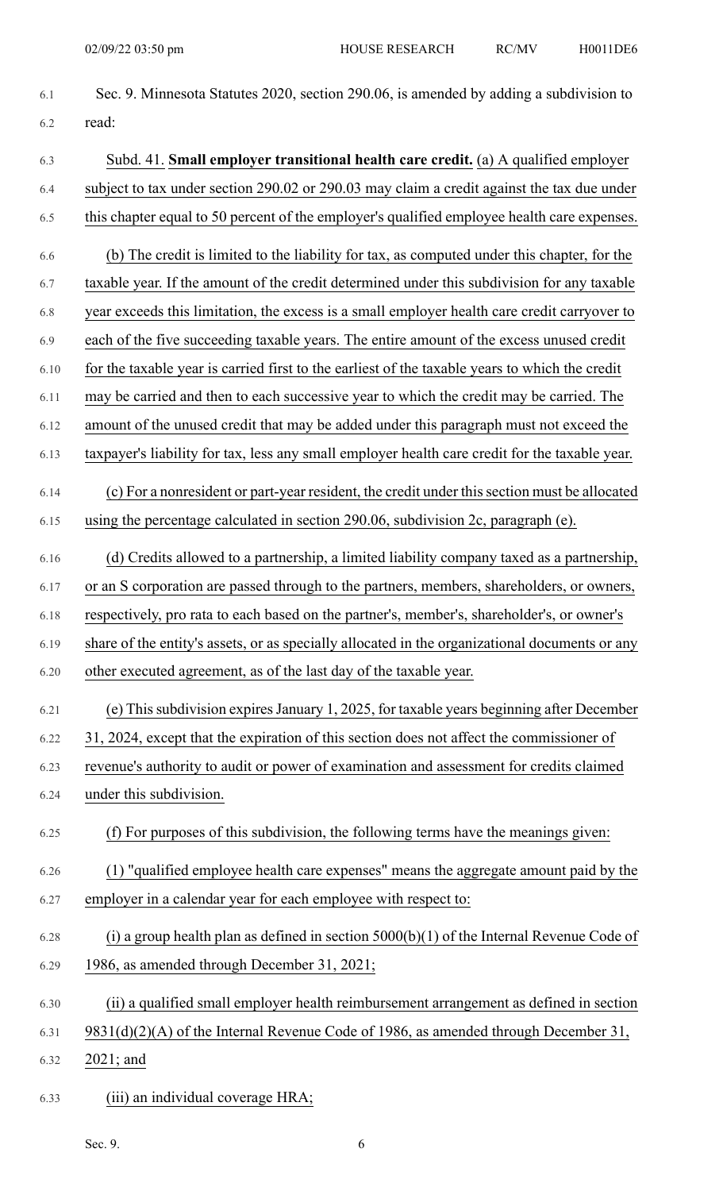Sec. 9. Minnesota Statutes 2020, section 290.06, is amended by adding a subdivision to read:

Subd. 41. **Small employer transitional health care credit.** (a) A qualified employer subject to tax under section 290.02 or 290.03 may claim a credit against the tax due under this chapter equal to 50 percent of the employer's qualified employee health care expenses.

(b) The credit is limited to the liability for tax, as computed under this chapter, for the taxable year. If the amount of the credit determined under this subdivision for any taxable year exceeds this limitation, the excess is a small employer health care credit carryover to each of the five succeeding taxable years. The entire amount of the excess unused credit for the taxable year is carried first to the earliest of the taxable years to which the credit may be carried and then to each successive year to which the credit may be carried. The amount of the unused credit that may be added under this paragraph must not exceed the taxpayer's liability for tax, less any small employer health care credit for the taxable year.

(c) For a nonresident or part-year resident, the credit under this section must be allocated using the percentage calculated in section 290.06, subdivision 2c, paragraph (e).

(d) Credits allowed to a partnership, a limited liability company taxed as a partnership, or an S corporation are passed through to the partners, members, shareholders, or owners, respectively, pro rata to each based on the partner's, member's, shareholder's, or owner's share of the entity's assets, or as specially allocated in the organizational documents or any other executed agreement, as of the last day of the taxable year.

(e) This subdivision expires January 1, 2025, for taxable years beginning after December 31, 2024, except that the expiration of this section does not affect the commissioner of revenue's authority to audit or power of examination and assessment for credits claimed under this subdivision.

(f) For purposes of this subdivision, the following terms have the meanings given:

(1) "qualified employee health care expenses" means the aggregate amount paid by the employer in a calendar year for each employee with respect to:

(i) a group health plan as defined in section 5000(b)(1) of the Internal Revenue Code of 1986, as amended through December 31, 2021;

(ii) a qualified small employer health reimbursement arrangement as defined in section 9831(d)(2)(A) of the Internal Revenue Code of 1986, as amended through December 31, 2021; and

(iii) an individual coverage HRA;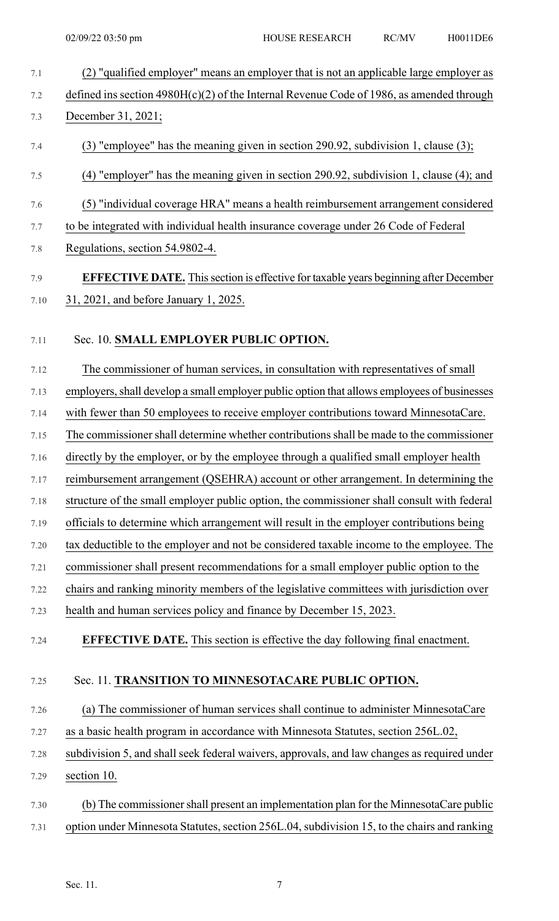(2) "qualified employer" means an employer that is not an applicable large employer as defined ins section 4980H(c)(2) of the Internal Revenue Code of 1986, as amended through December 31, 2021;

(3) "employee" has the meaning given in section 290.92, subdivision 1, clause (3);

(4) "employer" has the meaning given in section 290.92, subdivision 1, clause (4); and

(5) "individual coverage HRA" means a health reimbursement arrangement considered to be integrated with individual health insurance coverage under 26 Code of Federal Regulations, section 54.9802-4.

**EFFECTIVE DATE.** This section is effective for taxable years beginning after December 31, 2021, and before January 1, 2025.

Sec. 10. **SMALL EMPLOYER PUBLIC OPTION.**

The commissioner of human services, in consultation with representatives of small employers, shall develop a small employer public option that allows employees of businesses with fewer than 50 employees to receive employer contributions toward MinnesotaCare. The commissioner shall determine whether contributions shall be made to the commissioner directly by the employer, or by the employee through a qualified small employer health reimbursement arrangement (QSEHRA) account or other arrangement. In determining the structure of the small employer public option, the commissioner shall consult with federal officials to determine which arrangement will result in the employer contributions being tax deductible to the employer and not be considered taxable income to the employee. The commissioner shall present recommendations for a small employer public option to the chairs and ranking minority members of the legislative committees with jurisdiction over health and human services policy and finance by December 15, 2023.

**EFFECTIVE DATE.** This section is effective the day following final enactment.

Sec. 11. **TRANSITION TO MINNESOTACARE PUBLIC OPTION.**

(a) The commissioner of human services shall continue to administer MinnesotaCare as a basic health program in accordance with Minnesota Statutes, section 256L.02, subdivision 5, and shall seek federal waivers, approvals, and law changes as required under section 10.

(b) The commissioner shall present an implementation plan for the MinnesotaCare public option under Minnesota Statutes, section 256L.04, subdivision 15, to the chairs and ranking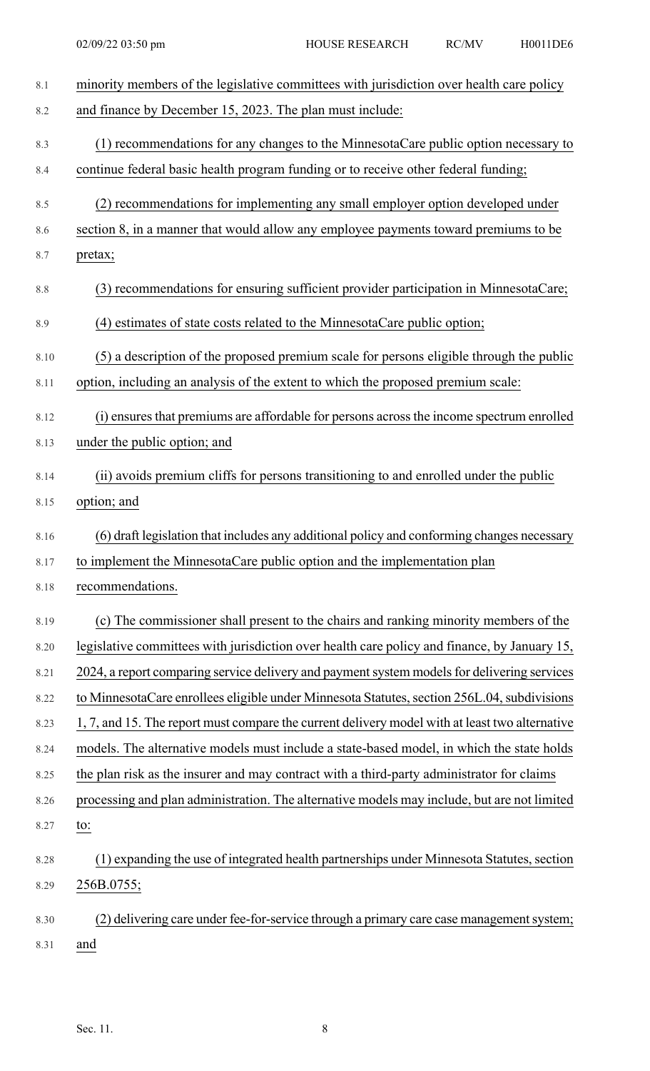minority members of the legislative committees with jurisdiction over health care policy and finance by December 15, 2023. The plan must include:

(1) recommendations for any changes to the MinnesotaCare public option necessary to continue federal basic health program funding or to receive other federal funding;

(2) recommendations for implementing any small employer option developed under section 8, in a manner that would allow any employee payments toward premiums to be pretax;

(3) recommendations for ensuring sufficient provider participation in MinnesotaCare;

(4) estimates of state costs related to the MinnesotaCare public option;

(5) a description of the proposed premium scale for persons eligible through the public option, including an analysis of the extent to which the proposed premium scale:

(i) ensures that premiums are affordable for persons across the income spectrum enrolled under the public option; and

(ii) avoids premium cliffs for persons transitioning to and enrolled under the public option; and

(6) draft legislation that includes any additional policy and conforming changes necessary to implement the MinnesotaCare public option and the implementation plan recommendations.

(c) The commissioner shall present to the chairs and ranking minority members of the legislative committees with jurisdiction over health care policy and finance, by January 15, 2024, a report comparing service delivery and payment system models for delivering services to MinnesotaCare enrollees eligible under Minnesota Statutes, section 256L.04, subdivisions 1, 7, and 15. The report must compare the current delivery model with at least two alternative models. The alternative models must include a state-based model, in which the state holds the plan risk as the insurer and may contract with a third-party administrator for claims processing and plan administration. The alternative models may include, but are not limited to:

(1) expanding the use of integrated health partnerships under Minnesota Statutes, section 256B.0755;

(2) delivering care under fee-for-service through a primary care case management system; and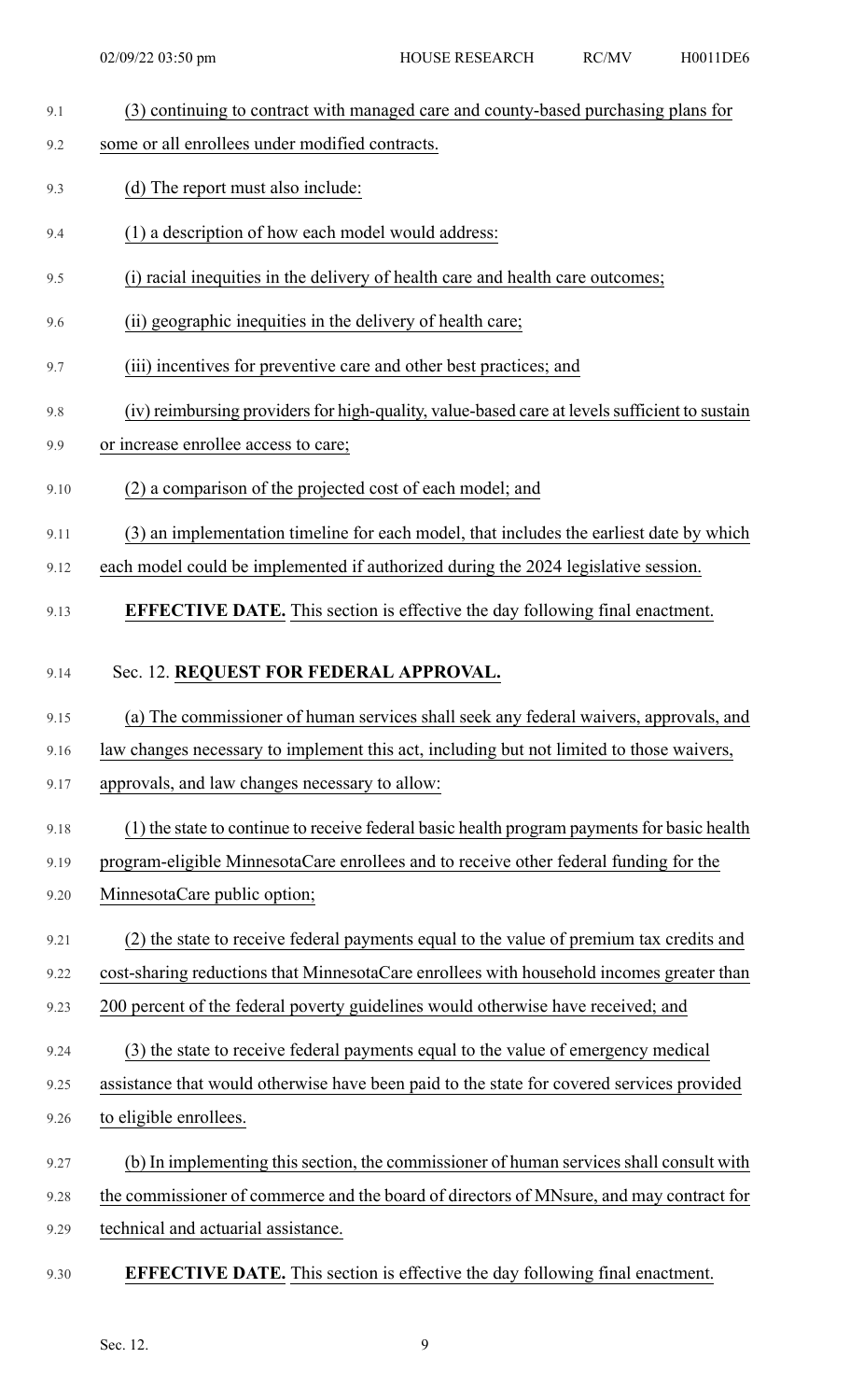(3) continuing to contract with managed care and county-based purchasing plans for some or all enrollees under modified contracts.

(d) The report must also include:

(1) a description of how each model would address:

(i) racial inequities in the delivery of health care and health care outcomes;

(ii) geographic inequities in the delivery of health care;

(iii) incentives for preventive care and other best practices; and

(iv) reimbursing providers for high-quality, value-based care at levels sufficient to sustain or increase enrollee access to care;

(2) a comparison of the projected cost of each model; and

(3) an implementation timeline for each model, that includes the earliest date by which each model could be implemented if authorized during the 2024 legislative session.

**EFFECTIVE DATE.** This section is effective the day following final enactment.

Sec. 12. **REQUEST FOR FEDERAL APPROVAL.**

(a) The commissioner of human services shall seek any federal waivers, approvals, and law changes necessary to implement this act, including but not limited to those waivers, approvals, and law changes necessary to allow:

(1) the state to continue to receive federal basic health program payments for basic health program-eligible MinnesotaCare enrollees and to receive other federal funding for the MinnesotaCare public option;

(2) the state to receive federal payments equal to the value of premium tax credits and cost-sharing reductions that MinnesotaCare enrollees with household incomes greater than 200 percent of the federal poverty guidelines would otherwise have received; and

(3) the state to receive federal payments equal to the value of emergency medical assistance that would otherwise have been paid to the state for covered services provided to eligible enrollees.

(b) In implementing this section, the commissioner of human services shall consult with the commissioner of commerce and the board of directors of MNsure, and may contract for technical and actuarial assistance.

**EFFECTIVE DATE.** This section is effective the day following final enactment.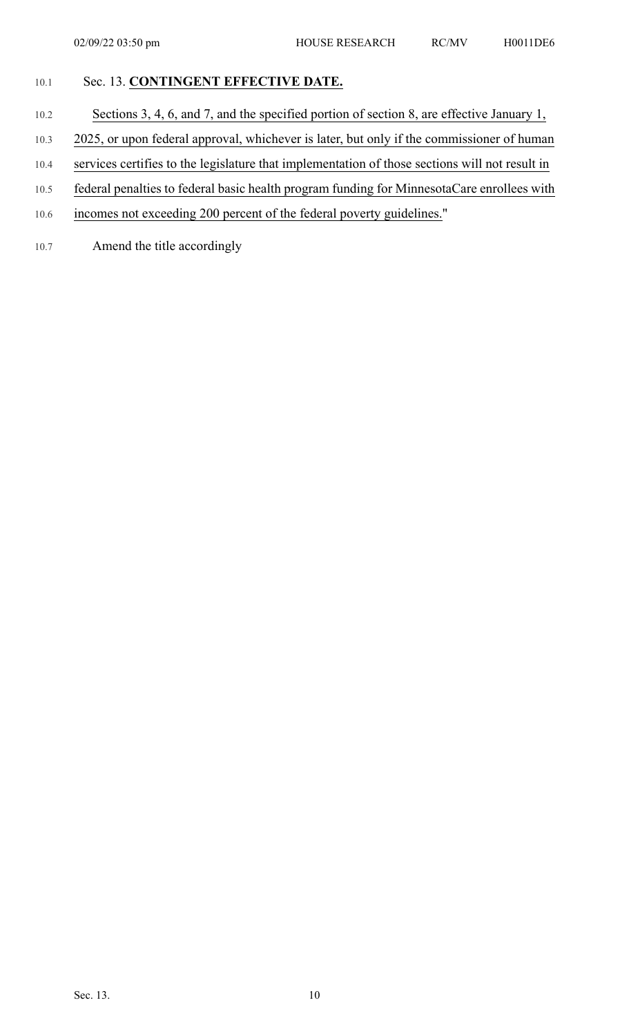Sec. 13. **CONTINGENT EFFECTIVE DATE.**

Sections 3, 4, 6, and 7, and the specified portion of section 8, are effective January 1, 2025, or upon federal approval, whichever is later, but only if the commissioner of human services certifies to the legislature that implementation of those sections will not result in federal penalties to federal basic health program funding for MinnesotaCare enrollees with incomes not exceeding 200 percent of the federal poverty guidelines."

Amend the title accordingly